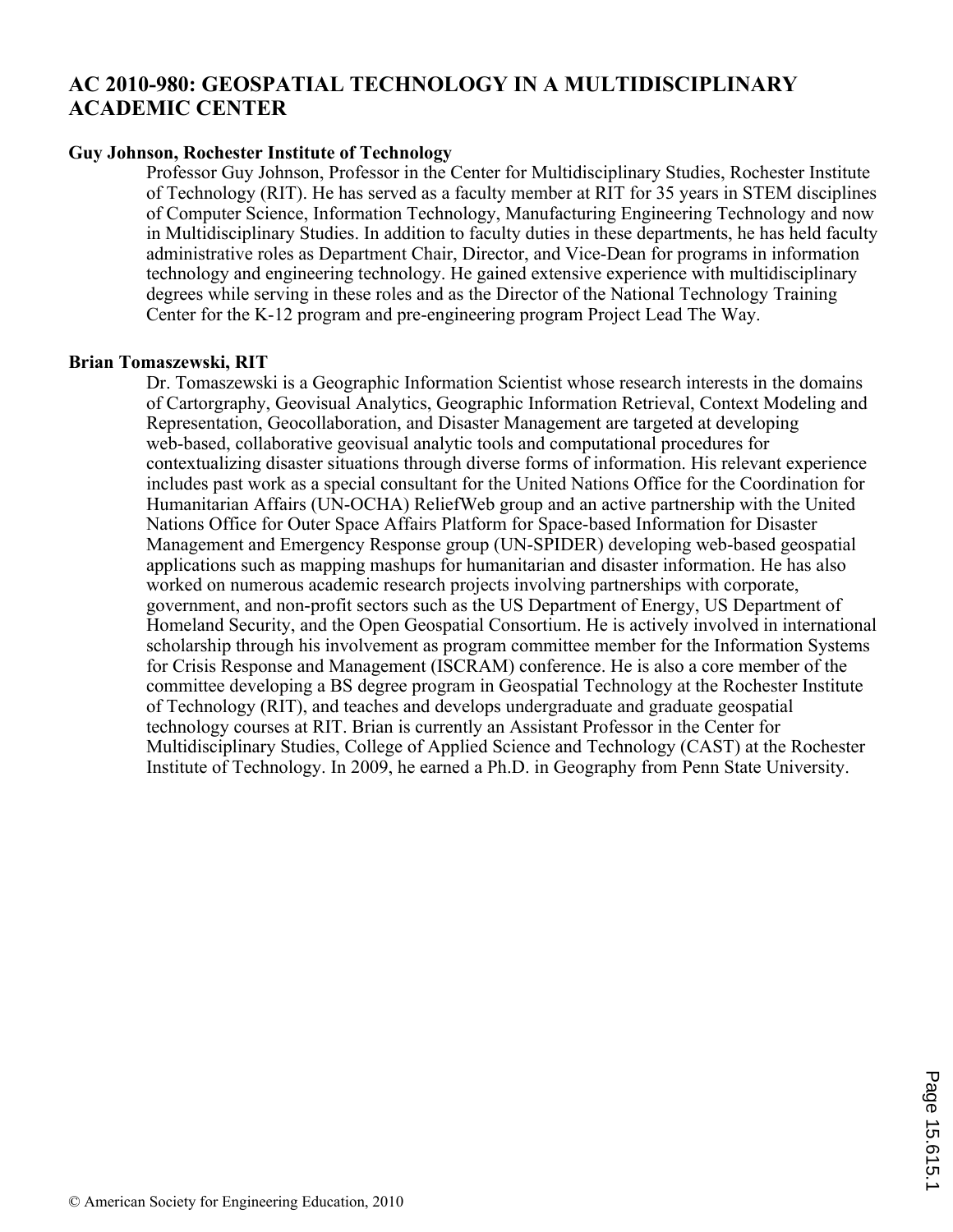# AC 2010-980: GEOSPATIAL TECHNOLOGY IN A MULTIDISCIPLINARY ACADEMIC CENTER

**Guy Johnson, Rochester Institute of Technology**

Professor Guy Johnson, Professor in the Center for Multidisciplinary Studies, Rochester Institute of Technology (RIT). He has served as a faculty member at RIT for 35 years in STEM disciplines of Computer Science, Information Technology, Manufacturing Engineering Technology and now in Multidisciplinary Studies. In addition to faculty duties in these departments, he has held faculty administrative roles as Department Chair, Director, and Vice-Dean for programs in information technology and engineering technology. He gained extensive experience with multidisciplinary degrees while serving in these roles and as the Director of the National Technology Training Center for the K-12 program and pre-engineering program Project Lead The Way.

**Brian Tomaszewski, RIT**

Dr. Tomaszewski is a Geographic Information Scientist whose research interests in the domains of Cartorgraphy, Geovisual Analytics, Geographic Information Retrieval, Context Modeling and Representation, Geocollaboration, and Disaster Management are targeted at developing web-based, collaborative geovisual analytic tools and computational procedures for contextualizing disaster situations through diverse forms of information. His relevant experience includes past work as a special consultant for the United Nations Office for the Coordination for Humanitarian Affairs (UN-OCHA) ReliefWeb group and an active partnership with the United Nations Office for Outer Space Affairs Platform for Space-based Information for Disaster Management and Emergency Response group (UN-SPIDER) developing web-based geospatial applications such as mapping mashups for humanitarian and disaster information. He has also worked on numerous academic research projects involving partnerships with corporate, government, and non-profit sectors such as the US Department of Energy, US Department of Homeland Security, and the Open Geospatial Consortium. He is actively involved in international scholarship through his involvement as program committee member for the Information Systems for Crisis Response and Management (ISCRAM) conference. He is also a core member of the committee developing a BS degree program in Geospatial Technology at the Rochester Institute of Technology (RIT), and teaches and develops undergraduate and graduate geospatial technology courses at RIT. Brian is currently an Assistant Professor in the Center for Multidisciplinary Studies, College of Applied Science and Technology (CAST) at the Rochester Institute of Technology. In 2009, he earned a Ph.D. in Geography from Penn State University.

© American Society for Engineering Education, 2010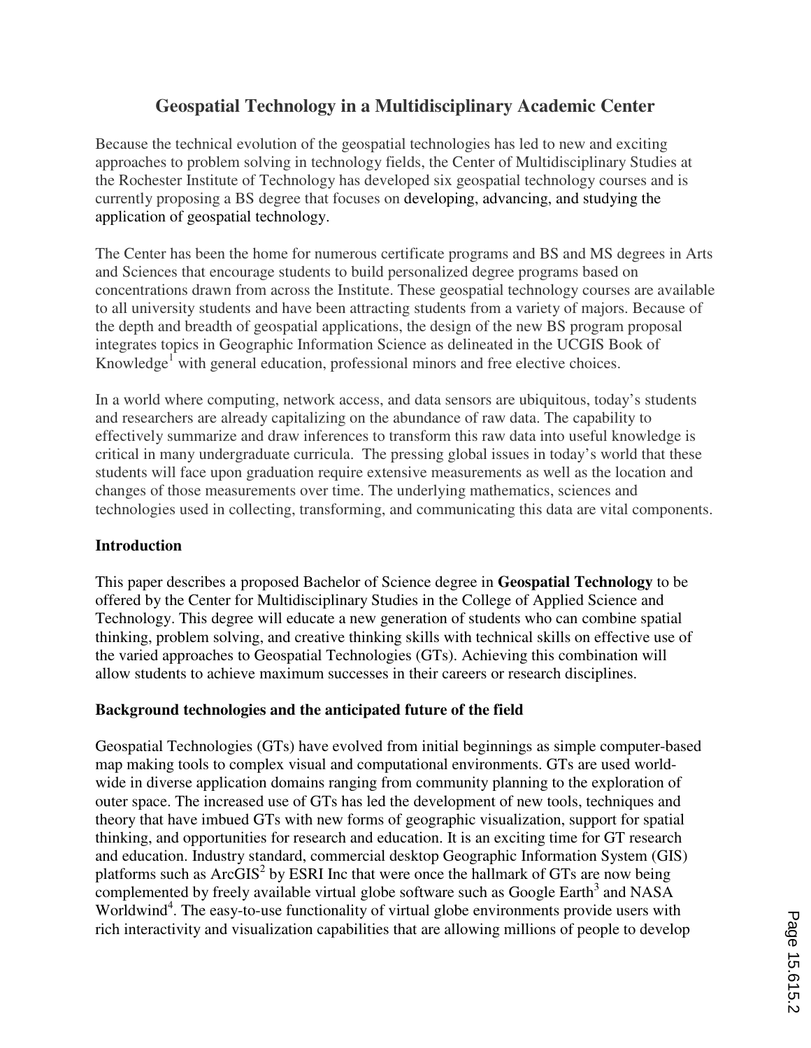# Geospatial Technology in a Multidisciplinary Academic Center

Because the technical evolution of the geospatial technologies has led to new and exciting approaches to problem solving in technology fields, the Center of Multidisciplinary Studies at the Rochester Institute of Technology has developed six geospatial technology courses and is currently proposing a BS degree that focuses on developing, advancing, and studying the application of geospatial technology.

The Center has been the home for numerous certificate programs and BS and MS degrees in Arts and Sciences that encourage students to build personalized degree programs based on concentrations drawn from across the Institute. These geospatial technology courses are available to all university students and have been attracting students from a variety of majors. Because of the depth and breadth of geospatial applications, the design of the new BS program proposal integrates topics in Geographic Information Science as delineated in the UCGIS Book of Knowledge[1] with general education, professional minors and free elective choices.

In a world where computing, network access, and data sensors are ubiquitous, today's students and researchers are already capitalizing on the abundance of raw data. The capability to effectively summarize and draw inferences to transform this raw data into useful knowledge is critical in many undergraduate curricula. The pressing global issues in today's world that these students will face upon graduation require extensive measurements as well as the location and changes of those measurements over time. The underlying mathematics, sciences and technologies used in collecting, transforming, and communicating this data are vital components.

## Introduction

This paper describes a proposed Bachelor of Science degree in **Geospatial Technology** to be offered by the Center for Multidisciplinary Studies in the College of Applied Science and Technology. This degree will educate a new generation of students who can combine spatial thinking, problem solving, and creative thinking skills with technical skills on effective use of the varied approaches to Geospatial Technologies (GTs). Achieving this combination will allow students to achieve maximum successes in their careers or research disciplines.

## Background technologies and the anticipated future of the field

Geospatial Technologies (GTs) have evolved from initial beginnings as simple computer-based map making tools to complex visual and computational environments. GTs are used world-wide in diverse application domains ranging from community planning to the exploration of outer space. The increased use of GTs has led the development of new tools, techniques and theory that have imbued GTs with new forms of geographic visualization, support for spatial thinking, and opportunities for research and education. It is an exciting time for GT research and education. Industry standard, commercial desktop Geographic Information System (GIS) platforms such as ArcGIS[2] by ESRI Inc that were once the hallmark of GTs are now being complemented by freely available virtual globe software such as Google Earth[3] and NASA Worldwind[4]. The easy-to-use functionality of virtual globe environments provide users with rich interactivity and visualization capabilities that are allowing millions of people to develop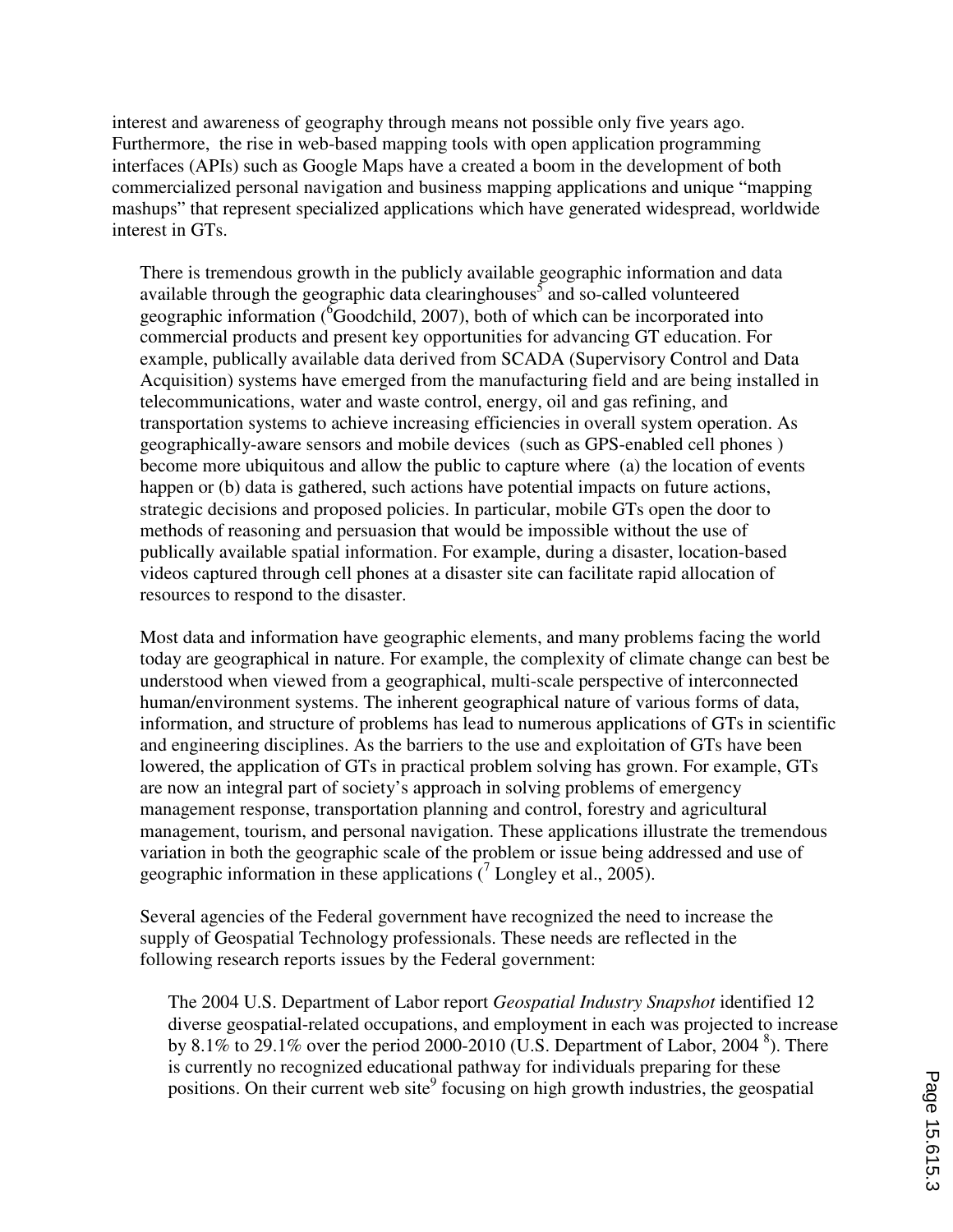interest and awareness of geography through means not possible only five years ago. Furthermore, the rise in web-based mapping tools with open application programming interfaces (APIs) such as Google Maps have a created a boom in the development of both commercialized personal navigation and business mapping applications and unique "mapping mashups" that represent specialized applications which have generated widespread, worldwide interest in GTs.

There is tremendous growth in the publicly available geographic information and data available through the geographic data clearinghouses[5] and so-called volunteered geographic information ([6]Goodchild, 2007), both of which can be incorporated into commercial products and present key opportunities for advancing GT education. For example, publically available data derived from SCADA (Supervisory Control and Data Acquisition) systems have emerged from the manufacturing field and are being installed in telecommunications, water and waste control, energy, oil and gas refining, and transportation systems to achieve increasing efficiencies in overall system operation. As geographically-aware sensors and mobile devices (such as GPS-enabled cell phones ) become more ubiquitous and allow the public to capture where (a) the location of events happen or (b) data is gathered, such actions have potential impacts on future actions, strategic decisions and proposed policies. In particular, mobile GTs open the door to methods of reasoning and persuasion that would be impossible without the use of publically available spatial information. For example, during a disaster, location-based videos captured through cell phones at a disaster site can facilitate rapid allocation of resources to respond to the disaster.

Most data and information have geographic elements, and many problems facing the world today are geographical in nature. For example, the complexity of climate change can best be understood when viewed from a geographical, multi-scale perspective of interconnected human/environment systems. The inherent geographical nature of various forms of data, information, and structure of problems has lead to numerous applications of GTs in scientific and engineering disciplines. As the barriers to the use and exploitation of GTs have been lowered, the application of GTs in practical problem solving has grown. For example, GTs are now an integral part of society's approach in solving problems of emergency management response, transportation planning and control, forestry and agricultural management, tourism, and personal navigation. These applications illustrate the tremendous variation in both the geographic scale of the problem or issue being addressed and use of geographic information in these applications ([7] Longley et al., 2005).

Several agencies of the Federal government have recognized the need to increase the supply of Geospatial Technology professionals. These needs are reflected in the following research reports issues by the Federal government:

The 2004 U.S. Department of Labor report *Geospatial Industry Snapshot* identified 12 diverse geospatial-related occupations, and employment in each was projected to increase by 8.1% to 29.1% over the period 2000-2010 (U.S. Department of Labor, 2004 [8]). There is currently no recognized educational pathway for individuals preparing for these positions. On their current web site[9] focusing on high growth industries, the geospatial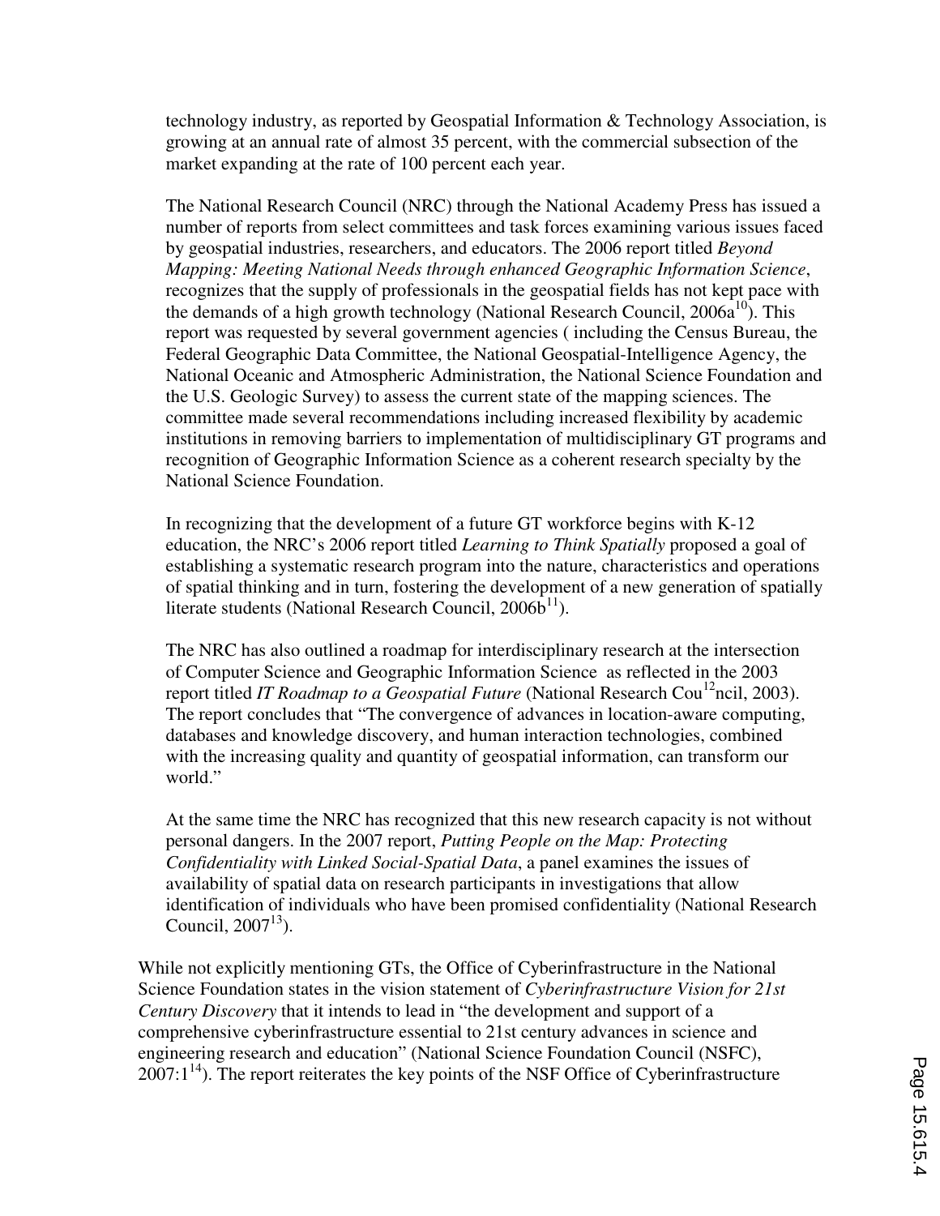technology industry, as reported by Geospatial Information & Technology Association, is growing at an annual rate of almost 35 percent, with the commercial subsection of the market expanding at the rate of 100 percent each year.

The National Research Council (NRC) through the National Academy Press has issued a number of reports from select committees and task forces examining various issues faced by geospatial industries, researchers, and educators. The 2006 report titled *Beyond Mapping: Meeting National Needs through enhanced Geographic Information Science*, recognizes that the supply of professionals in the geospatial fields has not kept pace with the demands of a high growth technology (National Research Council, 2006a[10]). This report was requested by several government agencies ( including the Census Bureau, the Federal Geographic Data Committee, the National Geospatial-Intelligence Agency, the National Oceanic and Atmospheric Administration, the National Science Foundation and the U.S. Geologic Survey) to assess the current state of the mapping sciences. The committee made several recommendations including increased flexibility by academic institutions in removing barriers to implementation of multidisciplinary GT programs and recognition of Geographic Information Science as a coherent research specialty by the National Science Foundation.

In recognizing that the development of a future GT workforce begins with K-12 education, the NRC's 2006 report titled *Learning to Think Spatially* proposed a goal of establishing a systematic research program into the nature, characteristics and operations of spatial thinking and in turn, fostering the development of a new generation of spatially literate students (National Research Council, 2006b[11]).

The NRC has also outlined a roadmap for interdisciplinary research at the intersection of Computer Science and Geographic Information Science as reflected in the 2003 report titled *IT Roadmap to a Geospatial Future* (National Research Cou[12]ncil, 2003). The report concludes that "The convergence of advances in location-aware computing, databases and knowledge discovery, and human interaction technologies, combined with the increasing quality and quantity of geospatial information, can transform our world."

At the same time the NRC has recognized that this new research capacity is not without personal dangers. In the 2007 report, *Putting People on the Map: Protecting Confidentiality with Linked Social-Spatial Data*, a panel examines the issues of availability of spatial data on research participants in investigations that allow identification of individuals who have been promised confidentiality (National Research Council, 2007[13]).

While not explicitly mentioning GTs, the Office of Cyberinfrastructure in the National Science Foundation states in the vision statement of *Cyberinfrastructure Vision for 21st Century Discovery* that it intends to lead in "the development and support of a comprehensive cyberinfrastructure essential to 21st century advances in science and engineering research and education" (National Science Foundation Council (NSFC), 2007:1[14]). The report reiterates the key points of the NSF Office of Cyberinfrastructure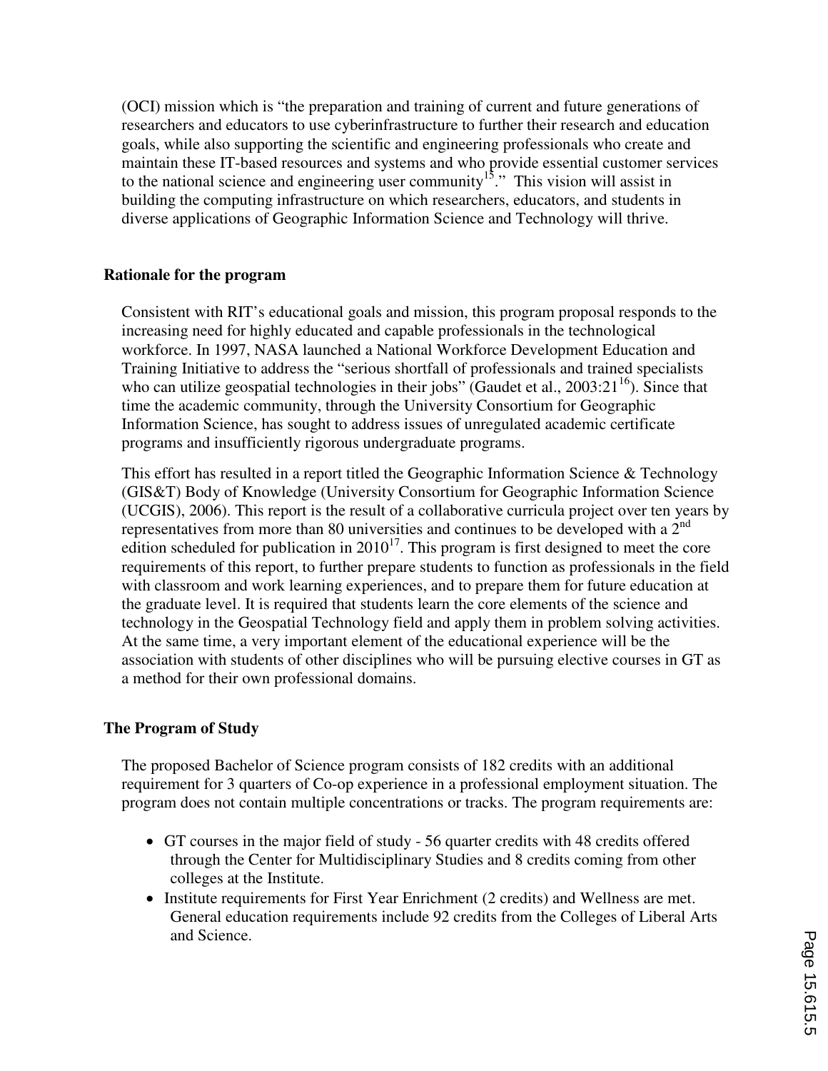(OCI) mission which is "the preparation and training of current and future generations of researchers and educators to use cyberinfrastructure to further their research and education goals, while also supporting the scientific and engineering professionals who create and maintain these IT-based resources and systems and who provide essential customer services to the national science and engineering user community[15]." This vision will assist in building the computing infrastructure on which researchers, educators, and students in diverse applications of Geographic Information Science and Technology will thrive.

**Rationale for the program**

Consistent with RIT's educational goals and mission, this program proposal responds to the increasing need for highly educated and capable professionals in the technological workforce. In 1997, NASA launched a National Workforce Development Education and Training Initiative to address the "serious shortfall of professionals and trained specialists who can utilize geospatial technologies in their jobs" (Gaudet et al., 2003:21[16]). Since that time the academic community, through the University Consortium for Geographic Information Science, has sought to address issues of unregulated academic certificate programs and insufficiently rigorous undergraduate programs.

This effort has resulted in a report titled the Geographic Information Science & Technology (GIS&T) Body of Knowledge (University Consortium for Geographic Information Science (UCGIS), 2006). This report is the result of a collaborative curricula project over ten years by representatives from more than 80 universities and continues to be developed with a 2nd edition scheduled for publication in 2010[17]. This program is first designed to meet the core requirements of this report, to further prepare students to function as professionals in the field with classroom and work learning experiences, and to prepare them for future education at the graduate level. It is required that students learn the core elements of the science and technology in the Geospatial Technology field and apply them in problem solving activities. At the same time, a very important element of the educational experience will be the association with students of other disciplines who will be pursuing elective courses in GT as a method for their own professional domains.

**The Program of Study**

The proposed Bachelor of Science program consists of 182 credits with an additional requirement for 3 quarters of Co-op experience in a professional employment situation. The program does not contain multiple concentrations or tracks. The program requirements are:

- GT courses in the major field of study - 56 quarter credits with 48 credits offered through the Center for Multidisciplinary Studies and 8 credits coming from other colleges at the Institute.
- Institute requirements for First Year Enrichment (2 credits) and Wellness are met. General education requirements include 92 credits from the Colleges of Liberal Arts and Science.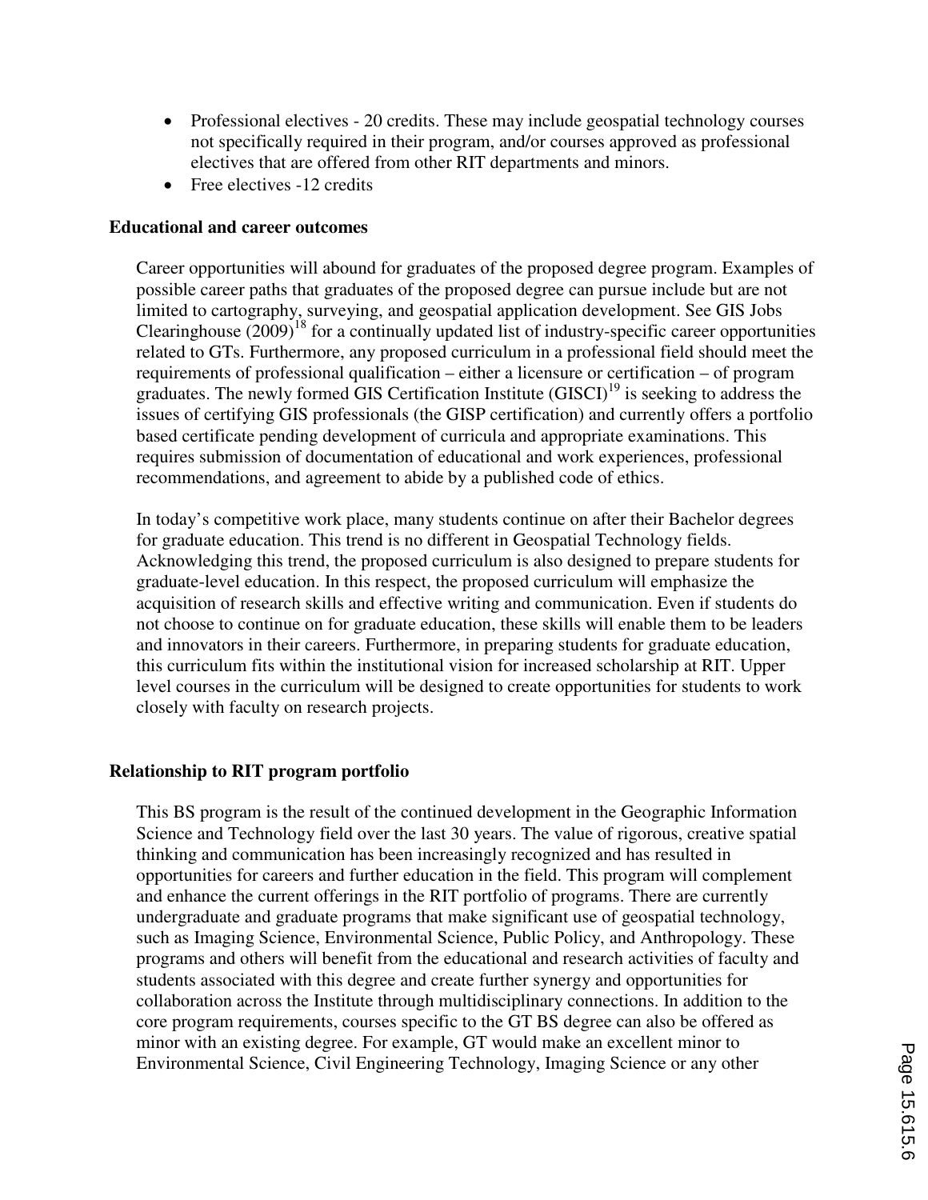- Professional electives - 20 credits. These may include geospatial technology courses not specifically required in their program, and/or courses approved as professional electives that are offered from other RIT departments and minors.
- Free electives -12 credits

### Educational and career outcomes

Career opportunities will abound for graduates of the proposed degree program. Examples of possible career paths that graduates of the proposed degree can pursue include but are not limited to cartography, surveying, and geospatial application development. See GIS Jobs Clearinghouse (2009)[18] for a continually updated list of industry-specific career opportunities related to GTs. Furthermore, any proposed curriculum in a professional field should meet the requirements of professional qualification – either a licensure or certification – of program graduates. The newly formed GIS Certification Institute (GISCI)[19] is seeking to address the issues of certifying GIS professionals (the GISP certification) and currently offers a portfolio based certificate pending development of curricula and appropriate examinations. This requires submission of documentation of educational and work experiences, professional recommendations, and agreement to abide by a published code of ethics.

In today's competitive work place, many students continue on after their Bachelor degrees for graduate education. This trend is no different in Geospatial Technology fields. Acknowledging this trend, the proposed curriculum is also designed to prepare students for graduate-level education. In this respect, the proposed curriculum will emphasize the acquisition of research skills and effective writing and communication. Even if students do not choose to continue on for graduate education, these skills will enable them to be leaders and innovators in their careers. Furthermore, in preparing students for graduate education, this curriculum fits within the institutional vision for increased scholarship at RIT. Upper level courses in the curriculum will be designed to create opportunities for students to work closely with faculty on research projects.

### Relationship to RIT program portfolio

This BS program is the result of the continued development in the Geographic Information Science and Technology field over the last 30 years. The value of rigorous, creative spatial thinking and communication has been increasingly recognized and has resulted in opportunities for careers and further education in the field. This program will complement and enhance the current offerings in the RIT portfolio of programs. There are currently undergraduate and graduate programs that make significant use of geospatial technology, such as Imaging Science, Environmental Science, Public Policy, and Anthropology. These programs and others will benefit from the educational and research activities of faculty and students associated with this degree and create further synergy and opportunities for collaboration across the Institute through multidisciplinary connections. In addition to the core program requirements, courses specific to the GT BS degree can also be offered as minor with an existing degree. For example, GT would make an excellent minor to Environmental Science, Civil Engineering Technology, Imaging Science or any other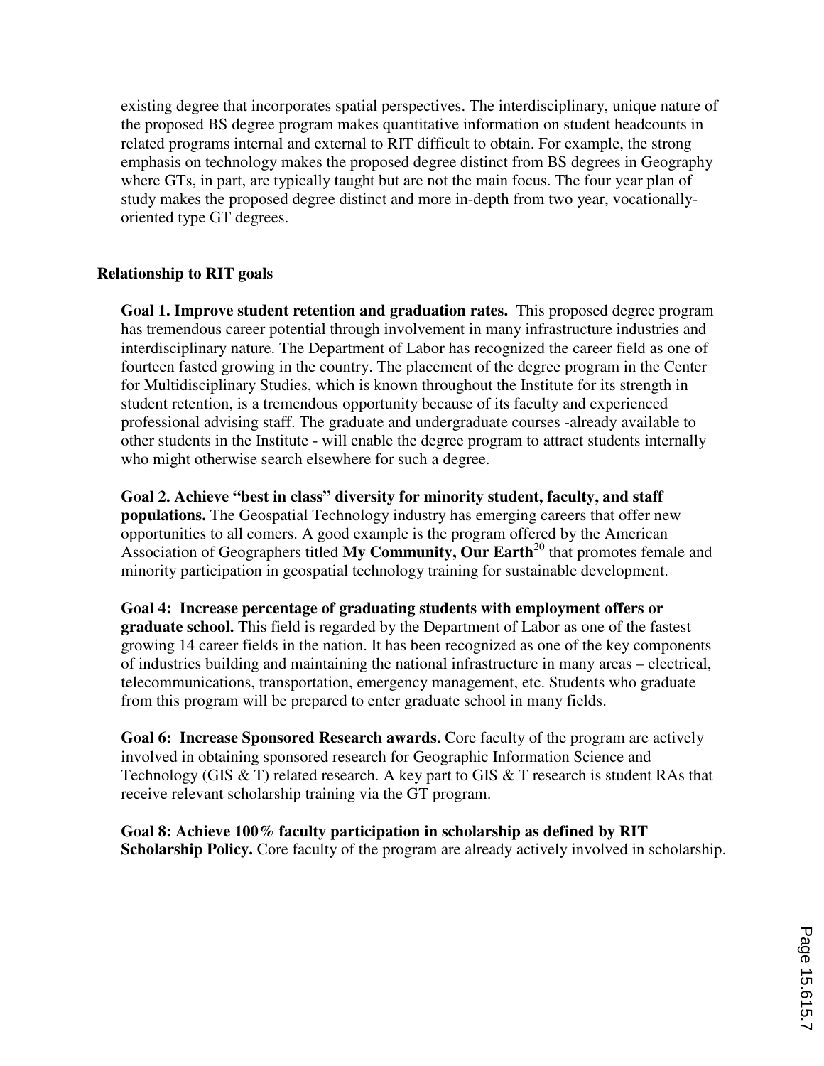existing degree that incorporates spatial perspectives. The interdisciplinary, unique nature of the proposed BS degree program makes quantitative information on student headcounts in related programs internal and external to RIT difficult to obtain. For example, the strong emphasis on technology makes the proposed degree distinct from BS degrees in Geography where GTs, in part, are typically taught but are not the main focus. The four year plan of study makes the proposed degree distinct and more in-depth from two year, vocationally-oriented type GT degrees.

**Relationship to RIT goals**

**Goal 1. Improve student retention and graduation rates.** This proposed degree program has tremendous career potential through involvement in many infrastructure industries and interdisciplinary nature. The Department of Labor has recognized the career field as one of fourteen fasted growing in the country. The placement of the degree program in the Center for Multidisciplinary Studies, which is known throughout the Institute for its strength in student retention, is a tremendous opportunity because of its faculty and experienced professional advising staff. The graduate and undergraduate courses -already available to other students in the Institute - will enable the degree program to attract students internally who might otherwise search elsewhere for such a degree.

**Goal 2. Achieve "best in class" diversity for minority student, faculty, and staff populations.** The Geospatial Technology industry has emerging careers that offer new opportunities to all comers. A good example is the program offered by the American Association of Geographers titled **My Community, Our Earth**[20] that promotes female and minority participation in geospatial technology training for sustainable development.

**Goal 4: Increase percentage of graduating students with employment offers or graduate school.** This field is regarded by the Department of Labor as one of the fastest growing 14 career fields in the nation. It has been recognized as one of the key components of industries building and maintaining the national infrastructure in many areas – electrical, telecommunications, transportation, emergency management, etc. Students who graduate from this program will be prepared to enter graduate school in many fields.

**Goal 6: Increase Sponsored Research awards.** Core faculty of the program are actively involved in obtaining sponsored research for Geographic Information Science and Technology (GIS & T) related research. A key part to GIS & T research is student RAs that receive relevant scholarship training via the GT program.

**Goal 8: Achieve 100% faculty participation in scholarship as defined by RIT Scholarship Policy.** Core faculty of the program are already actively involved in scholarship.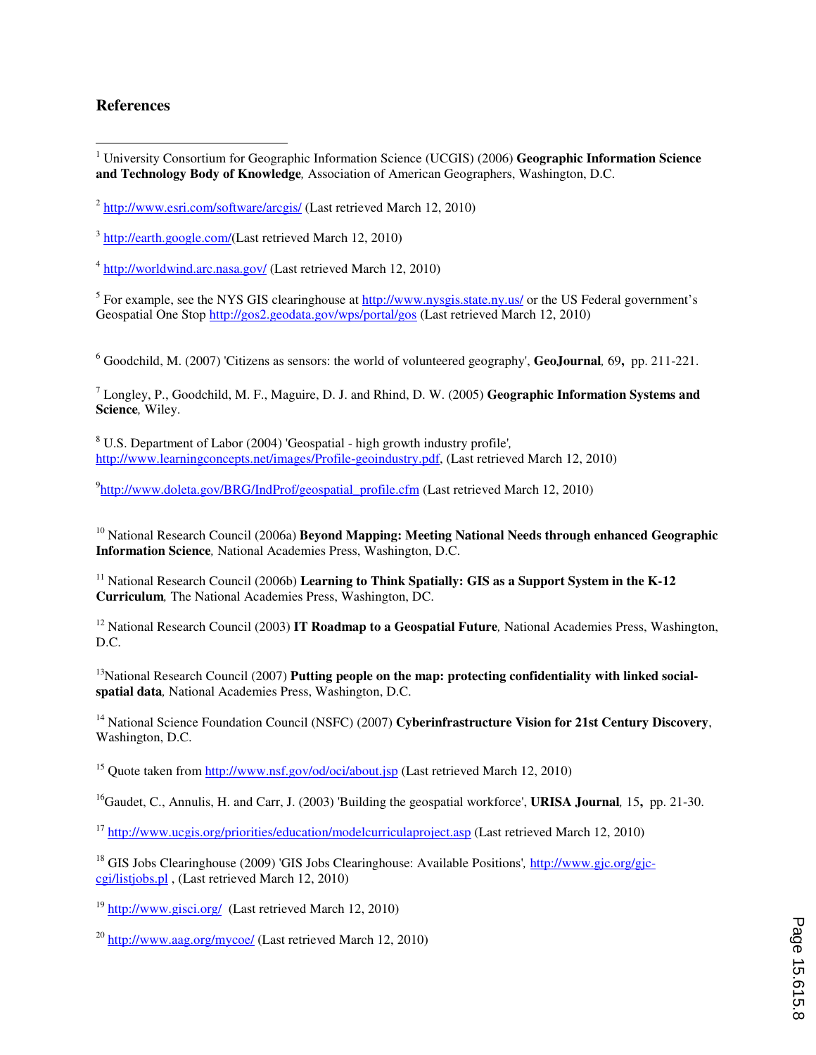## References

[1] University Consortium for Geographic Information Science (UCGIS) (2006) **Geographic Information Science and Technology Body of Knowledge**, Association of American Geographers, Washington, D.C.

[2] http://www.esri.com/software/arcgis/ (Last retrieved March 12, 2010)

[3] http://earth.google.com/(Last retrieved March 12, 2010)

[4] http://worldwind.arc.nasa.gov/ (Last retrieved March 12, 2010)

[5] For example, see the NYS GIS clearinghouse at http://www.nysgis.state.ny.us/ or the US Federal government's Geospatial One Stop http://gos2.geodata.gov/wps/portal/gos (Last retrieved March 12, 2010)

[6] Goodchild, M. (2007) 'Citizens as sensors: the world of volunteered geography', **GeoJournal**, 69**,** pp. 211-221.

[7] Longley, P., Goodchild, M. F., Maguire, D. J. and Rhind, D. W. (2005) **Geographic Information Systems and Science**, Wiley.

[8] U.S. Department of Labor (2004) 'Geospatial - high growth industry profile', http://www.learningconcepts.net/images/Profile-geoindustry.pdf, (Last retrieved March 12, 2010)

[9] http://www.doleta.gov/BRG/IndProf/geospatial_profile.cfm (Last retrieved March 12, 2010)

[10] National Research Council (2006a) **Beyond Mapping: Meeting National Needs through enhanced Geographic Information Science**, National Academies Press, Washington, D.C.

[11] National Research Council (2006b) **Learning to Think Spatially: GIS as a Support System in the K-12 Curriculum**, The National Academies Press, Washington, DC.

[12] National Research Council (2003) **IT Roadmap to a Geospatial Future**, National Academies Press, Washington, D.C.

[13] National Research Council (2007) **Putting people on the map: protecting confidentiality with linked social-spatial data**, National Academies Press, Washington, D.C.

[14] National Science Foundation Council (NSFC) (2007) **Cyberinfrastructure Vision for 21st Century Discovery**, Washington, D.C.

[15] Quote taken from http://www.nsf.gov/od/oci/about.jsp (Last retrieved March 12, 2010)

[16] Gaudet, C., Annulis, H. and Carr, J. (2003) 'Building the geospatial workforce', **URISA Journal**, 15**,** pp. 21-30.

[17] http://www.ucgis.org/priorities/education/modelcurriculaproject.asp (Last retrieved March 12, 2010)

[18] GIS Jobs Clearinghouse (2009) 'GIS Jobs Clearinghouse: Available Positions', http://www.gjc.org/gjc-cgi/listjobs.pl , (Last retrieved March 12, 2010)

[19] http://www.gisci.org/ (Last retrieved March 12, 2010)

[20] http://www.aag.org/mycoe/ (Last retrieved March 12, 2010)